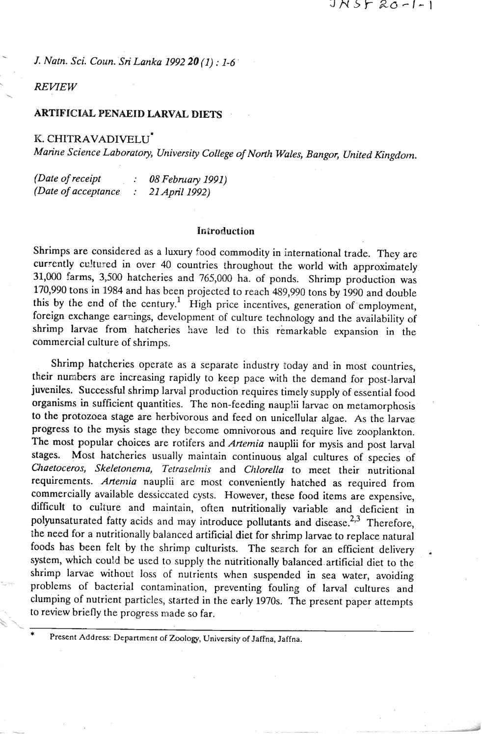*J. Natn. Sci. Coun. Sri Lanka 1992* **20** *(1) : 1-6*

*REVIEW*

# ARTIFICIAL PENAEID LARVAL DIETS

K. CHITRAVADIVELU*

*Marine Science Laboratory, University College of North Wales, Bangor, United Kingdom.*

*(Date of receipt : 08 February 1991)*
*(Date of acceptance : 21 April 1992)*

## Introduction

Shrimps are considered as a luxury food commodity in international trade. They are currently cultured in over 40 countries throughout the world with approximately 31,000 farms, 3,500 hatcheries and 765,000 ha. of ponds. Shrimp production was 170,990 tons in 1984 and has been projected to reach 489,990 tons by 1990 and double this by the end of the century.[1] High price incentives, generation of employment, foreign exchange earnings, development of culture technology and the availability of shrimp larvae from hatcheries have led to this remarkable expansion in the commercial culture of shrimps.

Shrimp hatcheries operate as a separate industry today and in most countries, their numbers are increasing rapidly to keep pace with the demand for post-larval juveniles. Successful shrimp larval production requires timely supply of essential food organisms in sufficient quantities. The non-feeding nauplii larvae on metamorphosis to the protozoea stage are herbivorous and feed on unicellular algae. As the larvae progress to the mysis stage they become omnivorous and require live zooplankton. The most popular choices are rotifers and *Artemia* nauplii for mysis and post larval stages. Most hatcheries usually maintain continuous algal cultures of species of *Chaetoceros, Skeletonema, Tetraselmis* and *Chlorella* to meet their nutritional requirements. *Artemia* nauplii are most conveniently hatched as required from commercially available dessiccated cysts. However, these food items are expensive, difficult to culture and maintain, often nutritionally variable and deficient in polyunsaturated fatty acids and may introduce pollutants and disease.[2,3] Therefore, the need for a nutritionally balanced artificial diet for shrimp larvae to replace natural foods has been felt by the shrimp culturists. The search for an efficient delivery system, which could be used to supply the nutritionally balanced artificial diet to the shrimp larvae without loss of nutrients when suspended in sea water, avoiding problems of bacterial contamination, preventing fouling of larval cultures and clumping of nutrient particles, started in the early 1970s. The present paper attempts to review briefly the progress made so far.

---

\* Present Address: Department of Zoology, University of Jaffna, Jaffna.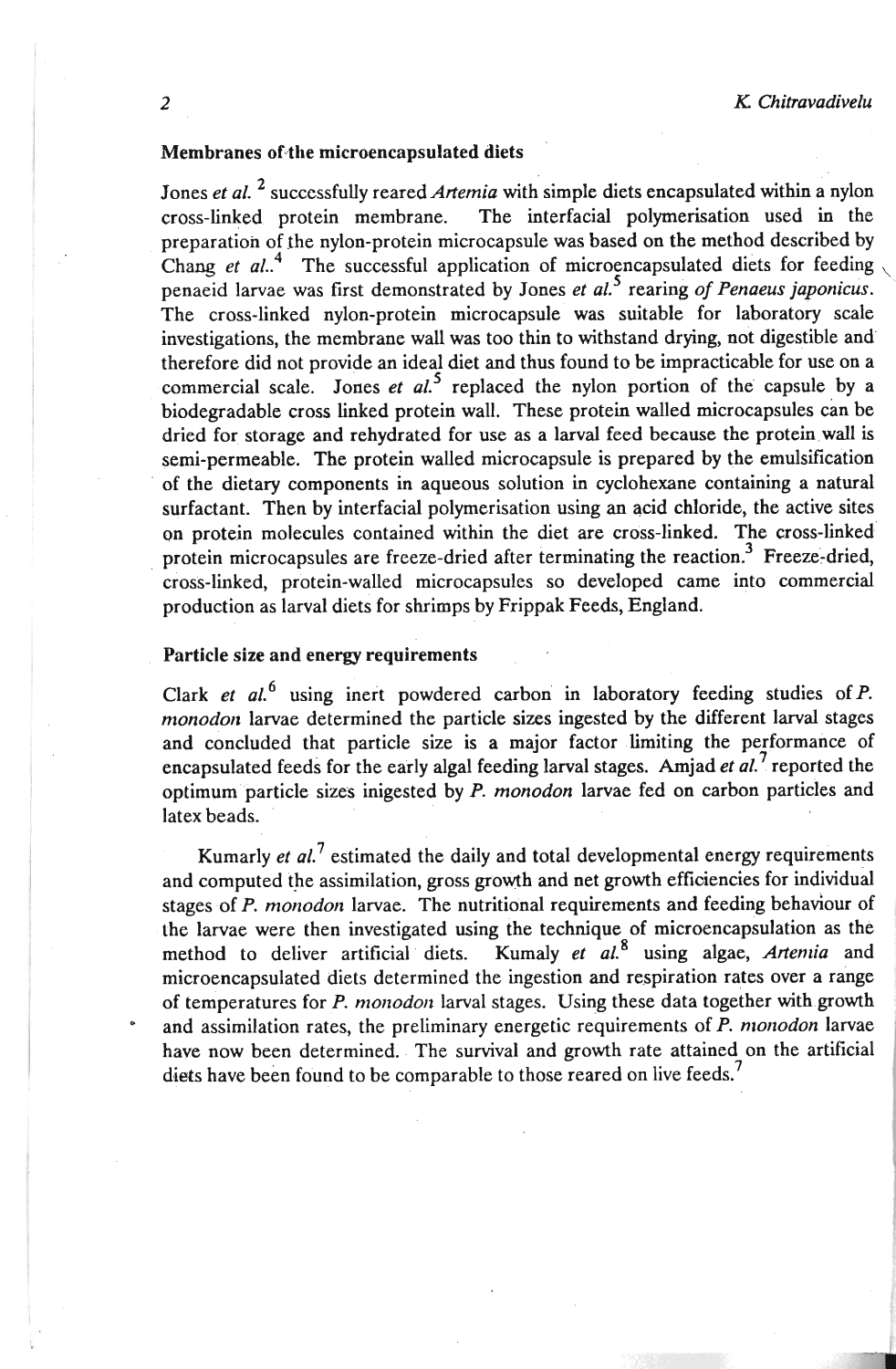### Membranes of the microencapsulated diets

Jones *et al.* [2] successfully reared *Artemia* with simple diets encapsulated within a nylon cross-linked protein membrane. The interfacial polymerisation used in the preparation of the nylon-protein microcapsule was based on the method described by Chang *et al.*.[4] The successful application of microencapsulated diets for feeding penaeid larvae was first demonstrated by Jones *et al.*[5] rearing *of Penaeus japonicus*. The cross-linked nylon-protein microcapsule was suitable for laboratory scale investigations, the membrane wall was too thin to withstand drying, not digestible and therefore did not provide an ideal diet and thus found to be impracticable for use on a commercial scale. Jones *et al.*[5] replaced the nylon portion of the capsule by a biodegradable cross linked protein wall. These protein walled microcapsules can be dried for storage and rehydrated for use as a larval feed because the protein wall is semi-permeable. The protein walled microcapsule is prepared by the emulsification of the dietary components in aqueous solution in cyclohexane containing a natural surfactant. Then by interfacial polymerisation using an acid chloride, the active sites on protein molecules contained within the diet are cross-linked. The cross-linked protein microcapsules are freeze-dried after terminating the reaction.[3] Freeze-dried, cross-linked, protein-walled microcapsules so developed came into commercial production as larval diets for shrimps by Frippak Feeds, England.

### Particle size and energy requirements

Clark *et al.*[6] using inert powdered carbon in laboratory feeding studies of *P. monodon* larvae determined the particle sizes ingested by the different larval stages and concluded that particle size is a major factor limiting the performance of encapsulated feeds for the early algal feeding larval stages. Amjad *et al.*[7] reported the optimum particle sizes inigested by *P. monodon* larvae fed on carbon particles and latex beads.

Kumarly *et al.*[7] estimated the daily and total developmental energy requirements and computed the assimilation, gross growth and net growth efficiencies for individual stages of *P. monodon* larvae. The nutritional requirements and feeding behaviour of the larvae were then investigated using the technique of microencapsulation as the method to deliver artificial diets. Kumaly *et al.*[8] using algae, *Artemia* and microencapsulated diets determined the ingestion and respiration rates over a range of temperatures for *P. monodon* larval stages. Using these data together with growth and assimilation rates, the preliminary energetic requirements of *P. monodon* larvae have now been determined. The survival and growth rate attained on the artificial diets have been found to be comparable to those reared on live feeds.[7]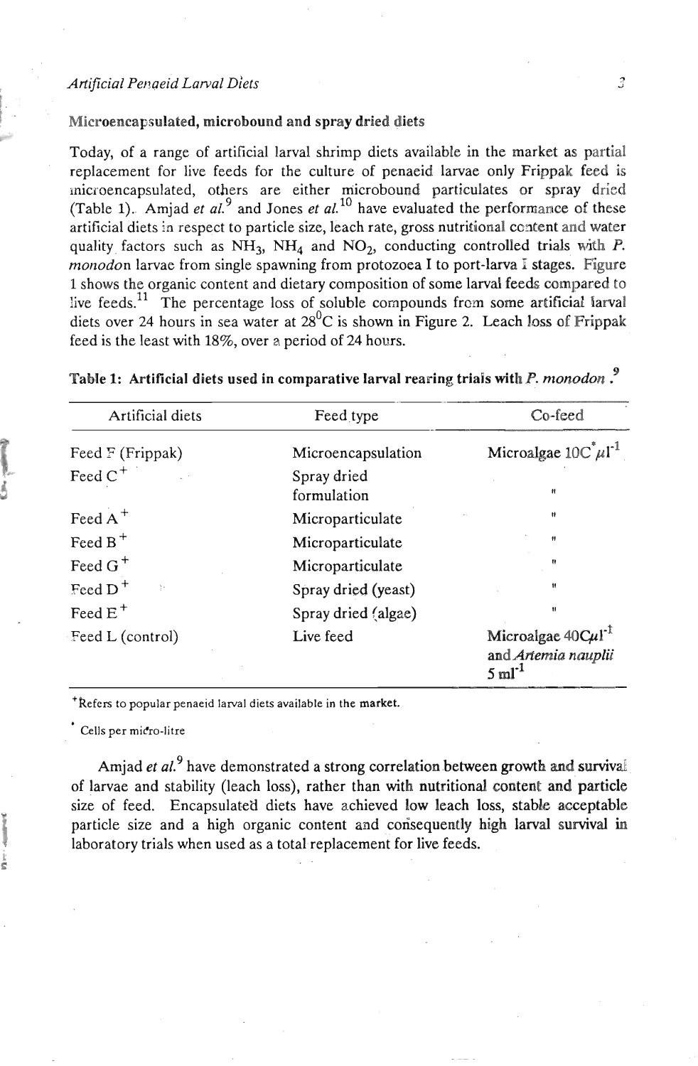### Microencapsulated, microbound and spray dried diets

Today, of a range of artificial larval shrimp diets available in the market as partial replacement for live feeds for the culture of penaeid larvae only Frippak feed is microencapsulated, others are either microbound particulates or spray dried (Table 1). Amjad *et al.*[9] and Jones *et al.*[10] have evaluated the performance of these artificial diets in respect to particle size, leach rate, gross nutritional content and water quality factors such as $NH_3$, $NH_4$ and $NO_2$, conducting controlled trials with *P. monodon* larvae from single spawning from protozoea I to port-larva I stages. Figure 1 shows the organic content and dietary composition of some larval feeds compared to live feeds.[11] The percentage loss of soluble compounds from some artificial larval diets over 24 hours in sea water at $28^0$C is shown in Figure 2. Leach loss of Frippak feed is the least with 18%, over a period of 24 hours.

**Table 1: Artificial diets used in comparative larval rearing trials with *P. monodon*.[9]**

| Artificial diets | Feed type | Co-feed |
|---|---|---|
| Feed F (Frippak) | Microencapsulation | Microalgae $10C^{*}\mu l^{-1}$ |
| Feed C+ | Spray dried formulation | " |
| Feed A+ | Microparticulate | " |
| Feed B+ | Microparticulate | " |
| Feed G+ | Microparticulate | " |
| Feed D+ | Spray dried (yeast) | " |
| Feed E+ | Spray dried (algae) | " |
| Feed L (control) | Live feed | Microalgae $40C\mu l^{-1}$ and *Artemia nauplii* $5\ ml^{-1}$ |

+Refers to popular penaeid larval diets available in the market.

\* Cells per micro-litre

Amjad *et al.*[9] have demonstrated a strong correlation between growth and survival of larvae and stability (leach loss), rather than with nutritional content and particle size of feed. Encapsulated diets have achieved low leach loss, stable acceptable particle size and a high organic content and consequently high larval survival in laboratory trials when used as a total replacement for live feeds.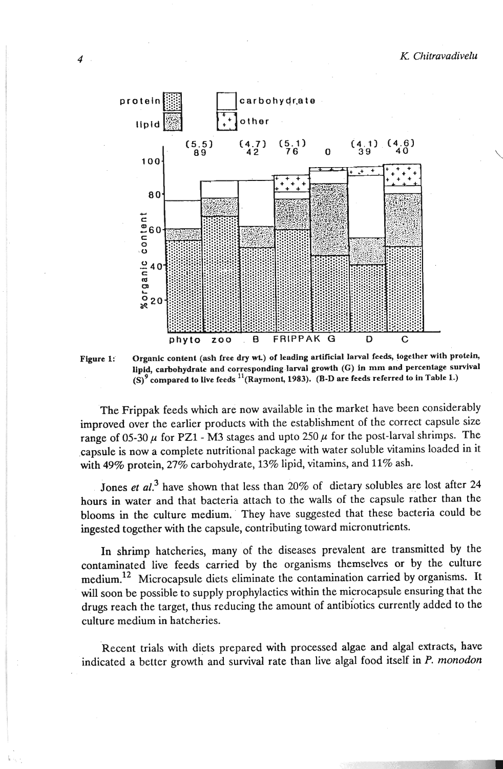Figure 1: Organic content (ash free dry wt.) of leading artificial larval feeds, together with protein, lipid, carbohydrate and corresponding larval growth (G) in mm and percentage survival (S)[9] compared to live feeds [11](Raymont, 1983). (B-D are feeds referred to in Table 1.)

The Frippak feeds which are now available in the market have been considerably improved over the earlier products with the establishment of the correct capsule size range of 05-30 $\mu$ for PZ1 - M3 stages and upto 250 $\mu$ for the post-larval shrimps. The capsule is now a complete nutritional package with water soluble vitamins loaded in it with 49% protein, 27% carbohydrate, 13% lipid, vitamins, and 11% ash.

Jones *et al.*[3] have shown that less than 20% of dietary solubles are lost after 24 hours in water and that bacteria attach to the walls of the capsule rather than the blooms in the culture medium. They have suggested that these bacteria could be ingested together with the capsule, contributing toward micronutrients.

In shrimp hatcheries, many of the diseases prevalent are transmitted by the contaminated live feeds carried by the organisms themselves or by the culture medium.[12] Microcapsule diets eliminate the contamination carried by organisms. It will soon be possible to supply prophylactics within the microcapsule ensuring that the drugs reach the target, thus reducing the amount of antibiotics currently added to the culture medium in hatcheries.

Recent trials with diets prepared with processed algae and algal extracts, have indicated a better growth and survival rate than live algal food itself in *P. monodon*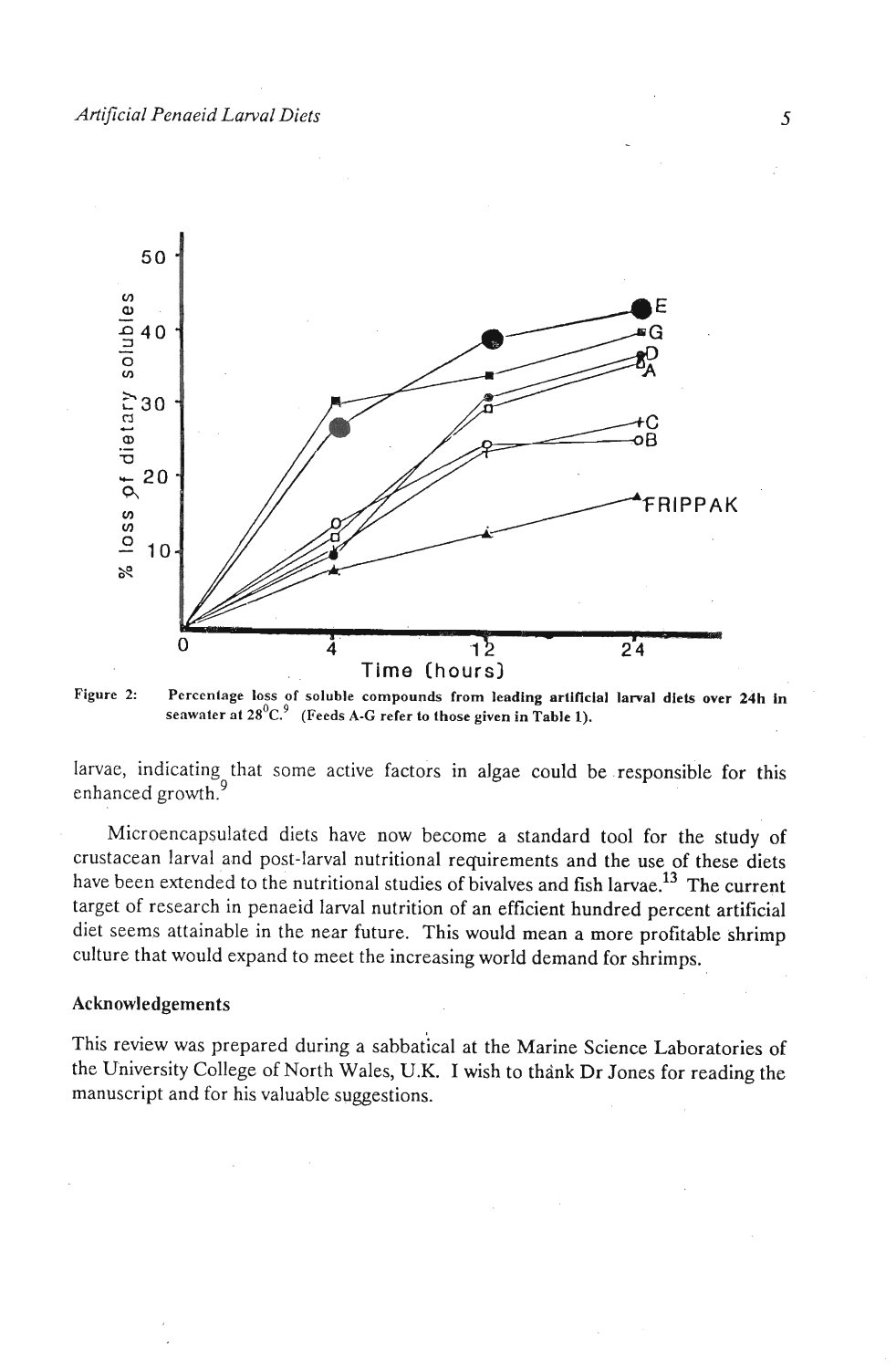Figure 2: Percentage loss of soluble compounds from leading artificial larval diets over 24h in seawater at 28°C.[9] (Feeds A-G refer to those given in Table 1).

larvae, indicating that some active factors in algae could be responsible for this enhanced growth.[9]

Microencapsulated diets have now become a standard tool for the study of crustacean larval and post-larval nutritional requirements and the use of these diets have been extended to the nutritional studies of bivalves and fish larvae.[13] The current target of research in penaeid larval nutrition of an efficient hundred percent artificial diet seems attainable in the near future. This would mean a more profitable shrimp culture that would expand to meet the increasing world demand for shrimps.

## Acknowledgements

This review was prepared during a sabbatical at the Marine Science Laboratories of the University College of North Wales, U.K. I wish to thank Dr Jones for reading the manuscript and for his valuable suggestions.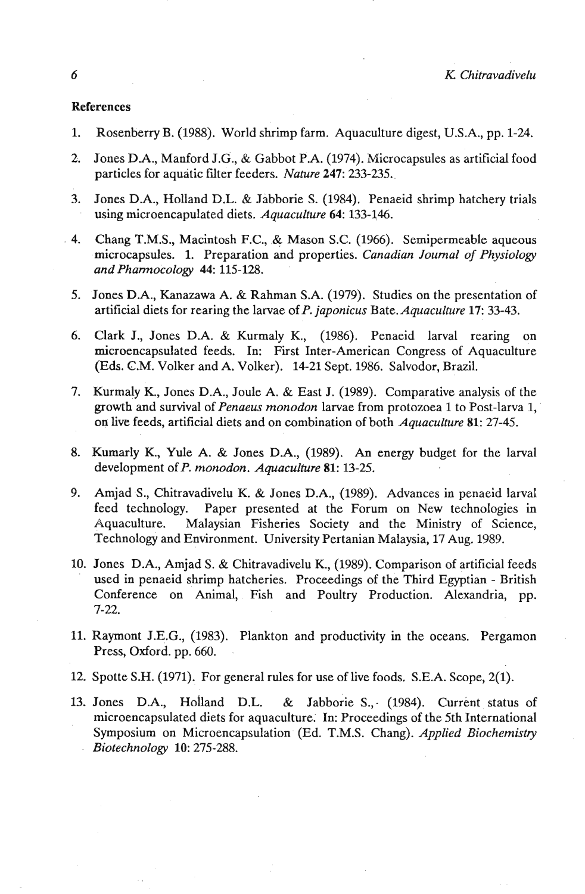## References

1. Rosenberry B. (1988). World shrimp farm. Aquaculture digest, U.S.A., pp. 1-24.

2. Jones D.A., Manford J.G., & Gabbot P.A. (1974). Microcapsules as artificial food particles for aquatic filter feeders. *Nature* **247**: 233-235.

3. Jones D.A., Holland D.L. & Jabborie S. (1984). Penaeid shrimp hatchery trials using microencapulated diets. *Aquaculture* **64**: 133-146.

4. Chang T.M.S., Macintosh F.C., & Mason S.C. (1966). Semipermeable aqueous microcapsules. 1. Preparation and properties. *Canadian Journal of Physiology and Pharmocology* **44**: 115-128.

5. Jones D.A., Kanazawa A. & Rahman S.A. (1979). Studies on the presentation of artificial diets for rearing the larvae of *P. japonicus* Bate. *Aquaculture* **17**: 33-43.

6. Clark J., Jones D.A. & Kurmaly K., (1986). Penaeid larval rearing on microencapsulated feeds. In: First Inter-American Congress of Aquaculture (Eds. C.M. Volker and A. Volker). 14-21 Sept. 1986. Salvodor, Brazil.

7. Kurmaly K., Jones D.A., Joule A. & East J. (1989). Comparative analysis of the growth and survival of *Penaeus monodon* larvae from protozoea 1 to Post-larva 1, on live feeds, artificial diets and on combination of both *Aquaculture* **81**: 27-45.

8. Kumarly K., Yule A. & Jones D.A., (1989). An energy budget for the larval development of *P. monodon*. *Aquaculture* **81**: 13-25.

9. Amjad S., Chitravadivelu K. & Jones D.A., (1989). Advances in penaeid larval feed technology. Paper presented at the Forum on New technologies in Aquaculture. Malaysian Fisheries Society and the Ministry of Science, Technology and Environment. University Pertanian Malaysia, 17 Aug. 1989.

10. Jones D.A., Amjad S. & Chitravadivelu K., (1989). Comparison of artificial feeds used in penaeid shrimp hatcheries. Proceedings of the Third Egyptian - British Conference on Animal, Fish and Poultry Production. Alexandria, pp. 7-22.

11. Raymont J.E.G., (1983). Plankton and productivity in the oceans. Pergamon Press, Oxford. pp. 660.

12. Spotte S.H. (1971). For general rules for use of live foods. S.E.A. Scope, 2(1).

13. Jones D.A., Holland D.L. & Jabborie S., (1984). Current status of microencapsulated diets for aquaculture. In: Proceedings of the 5th International Symposium on Microencapsulation (Ed. T.M.S. Chang). *Applied Biochemistry Biotechnology* **10**: 275-288.